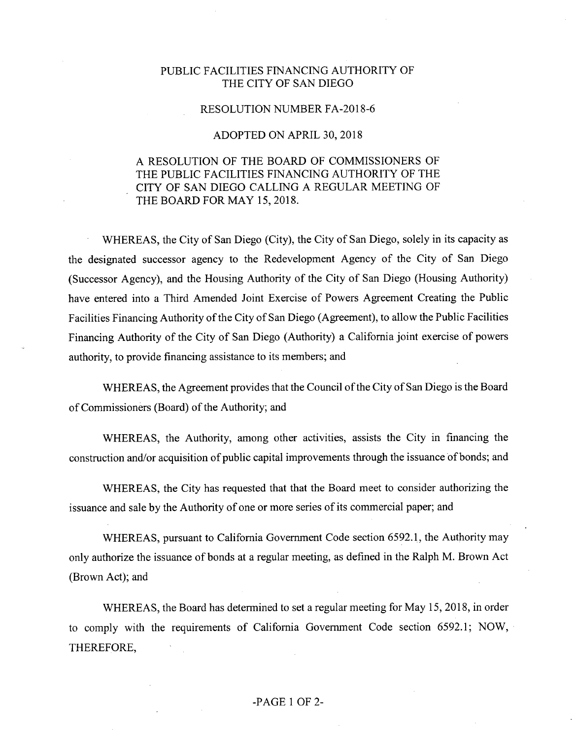# PUBLIC FACILITIES FINANCING AUTHORITY OF THE CITY OF SAN DIEGO

## RESOLUTION NUMBER FA-2018-6

## ADOPTED ON APRIL 30, 2018

A RESOLUTION OF THE BOARD OF COMMISSIONERS OF THE PUBLIC FACILITIES FINANCING AUTHORITY OF THE CITY OF SAN DIEGO CALLING A REGULAR MEETING OF THE BOARD FOR MAY 15, 2018.

WHEREAS, the City of San Diego (City), the City of San Diego, solely in its capacity as the designated successor agency to the Redevelopment Agency of the City of San Diego (Successor Agency), and the Housing Authority of the City of San Diego (Housing Authority) have entered into a Third Amended Joint Exercise of Powers Agreement Creating the Public Facilities Financing Authority of the City of San Diego (Agreement), to allow the Public Facilities Financing Authority of the City of San Diego (Authority) a California joint exercise of powers authority, to provide financing assistance to its members; and

WHEREAS, the Agreement provides that the Council of the City of San Diego is the Board of Commissioners (Board) of the Authority; and

WHEREAS, the Authority, among other activities, assists the City in financing the construction and/or acquisition of public capital improvements through the issuance of bonds; and

WHEREAS, the City has requested that that the Board meet to consider authorizing the issuance and sale by the Authority of one or more series of its commercial paper; and

WHEREAS, pursuant to California Government Code section 6592.1, the Authority may only authorize the issuance of bonds at a regular meeting, as defined in the Ralph M. Brown Act (Brown Act); and

WHEREAS, the Board has determined to set a regular meeting for May 15, 2018, in order to comply with the requirements of California Government Code section 6592.1; NOW, THEREFORE,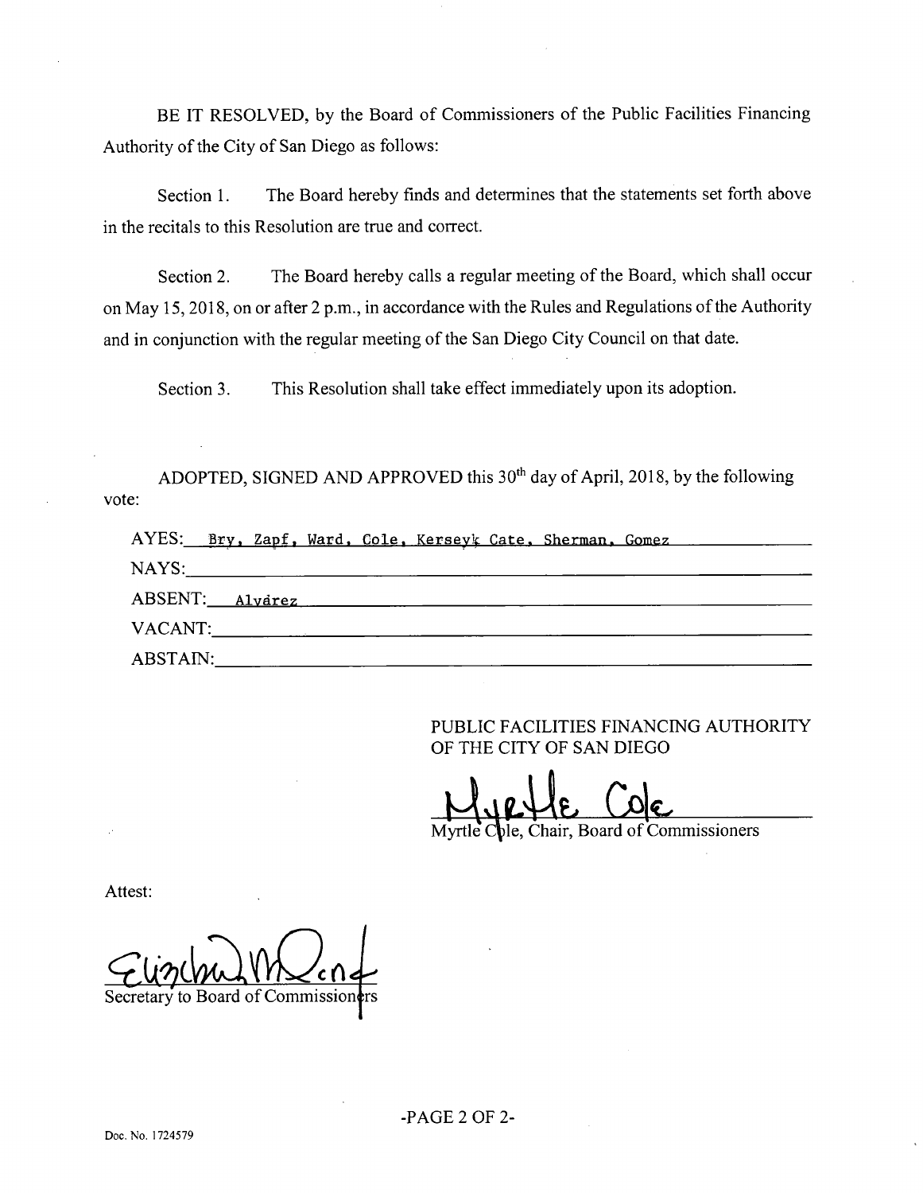BE IT RESOLVED, by the Board of Commissioners of the Public Facilities Financing Authority of the City of San Diego as follows:

Section 1. The Board hereby finds and determines that the statements set forth above in the recitals to this Resolution are true and correct.

Section 2. The Board hereby calls a regular meeting of the Board, which shall occur on May 15, 2018, on or after 2 p.m., in accordance with the Rules and Regulations of the Authority and in conjunction with the regular meeting of the San Diego City Council on that date.

Section 3. This Resolution shall take effect immediately upon its adoption.

ADOPTED, SIGNED AND APPROVED this 30th day of April, 2018, by the following vote:

AYES: Bry, Zapf, Ward, Cole, Kerseyk Cate, Sherman, Gomez

NAYS:

ABSENT: Alvarez

VACANT:

ABSTAIN:

PUBLIC FACILITIES FINANCING AUTHORITY OF THE CITY OF SAN DIEGO

Myrtle Cole

Myrtle Cole, Chair, Board of Commissioners

Attest:

Elizabeth Maland

Secretary to Board of Commissioners

Doc. No. 1724579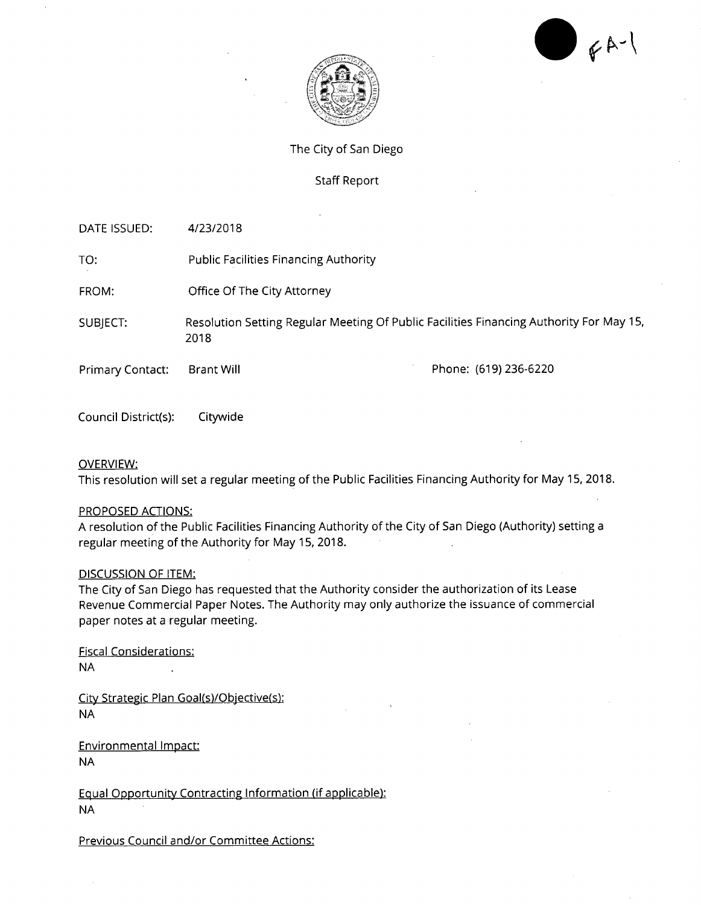The City of San Diego

Staff Report

DATE ISSUED: 4/23/2018

TO: Public Facilities Financing Authority

FROM: Office Of The City Attorney

SUBJECT: Resolution Setting Regular Meeting Of Public Facilities Financing Authority For May 15, 2018

Primary Contact: Brant Will Phone: (619) 236-6220

Council District(s): Citywide

OVERVIEW:

This resolution will set a regular meeting of the Public Facilities Financing Authority for May 15, 2018.

PROPOSED ACTIONS:

A resolution of the Public Facilities Financing Authority of the City of San Diego (Authority) setting a regular meeting of the Authority for May 15, 2018.

DISCUSSION OF ITEM:

The City of San Diego has requested that the Authority consider the authorization of its Lease Revenue Commercial Paper Notes. The Authority may only authorize the issuance of commercial paper notes at a regular meeting.

Fiscal Considerations:

NA

City Strategic Plan Goal(s)/Objective(s):

NA

Environmental Impact:

NA

Equal Opportunity Contracting Information (if applicable):

NA

Previous Council and/or Committee Actions: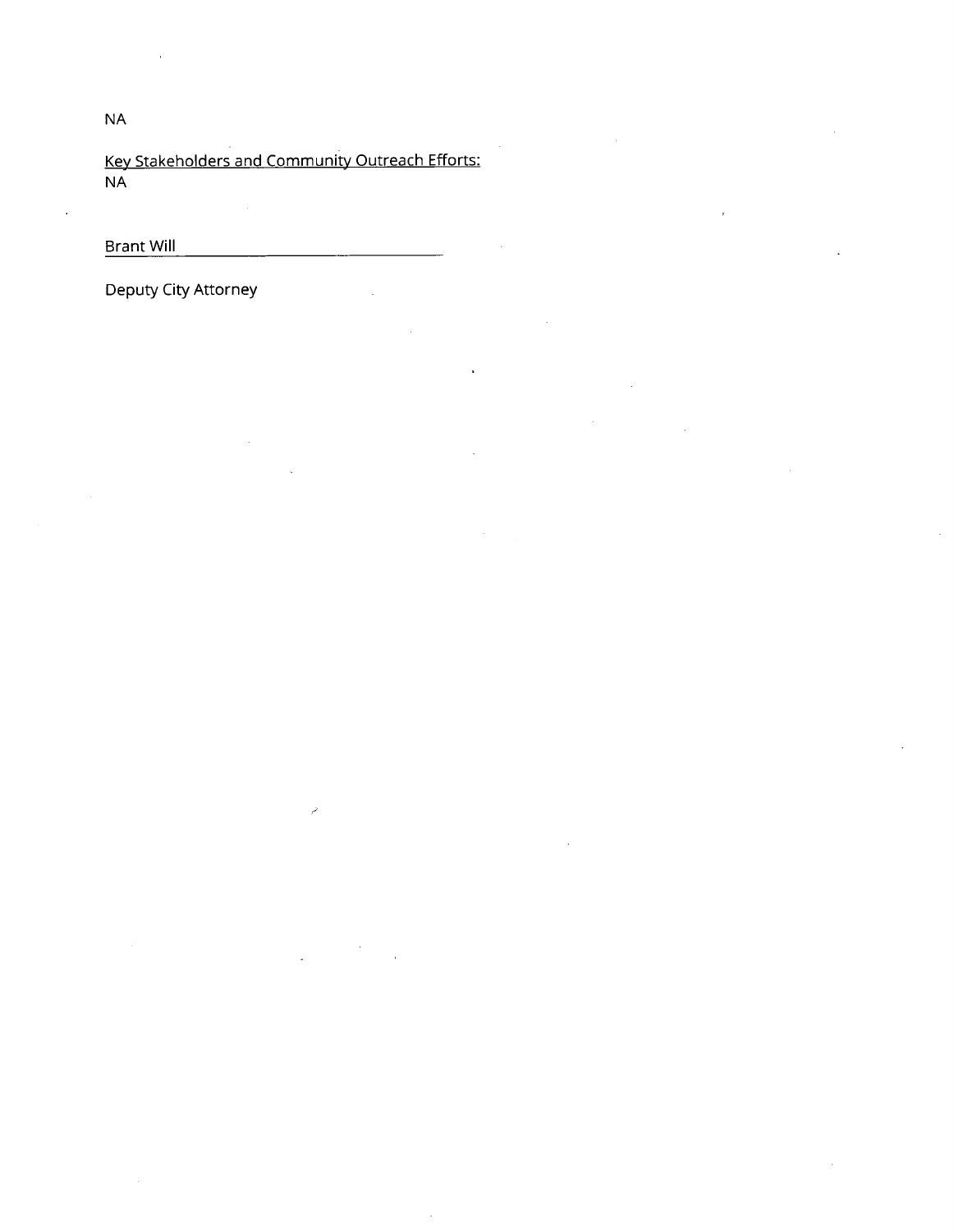NA

<u>Key Stakeholders and Community Outreach Efforts:</u>
NA

Brant Will \_\_\_\_\_\_\_\_\_\_\_\_\_\_\_\_\_\_\_\_\_\_\_\_\_\_\_\_\_\_

Deputy City Attorney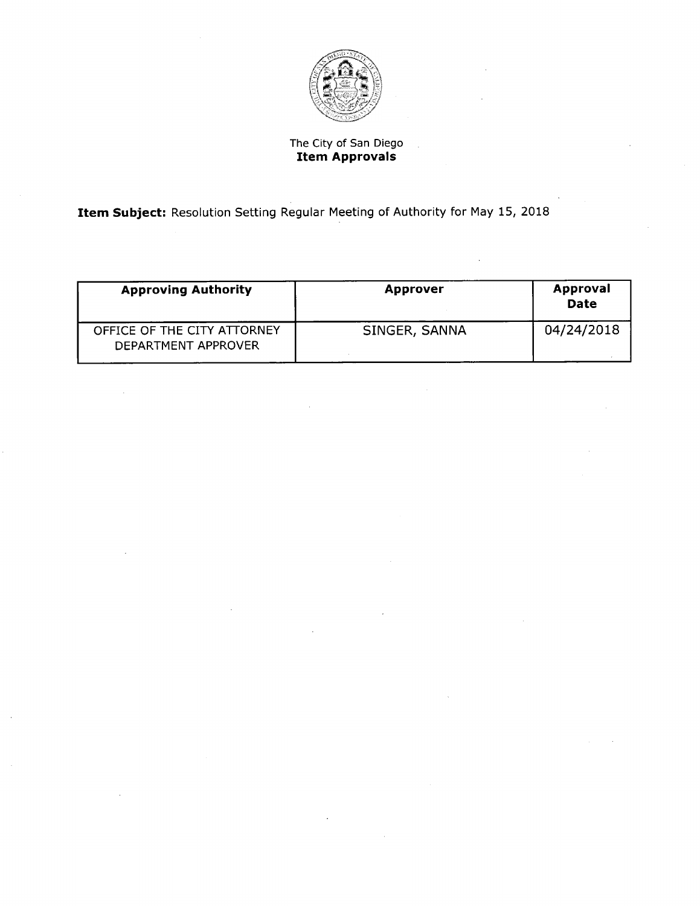The City of San Diego
**Item Approvals**

**Item Subject:** Resolution Setting Regular Meeting of Authority for May 15, 2018

| Approving Authority | Approver | Approval Date |
|---|---|---|
| OFFICE OF THE CITY ATTORNEY DEPARTMENT APPROVER | SINGER, SANNA | 04/24/2018 |